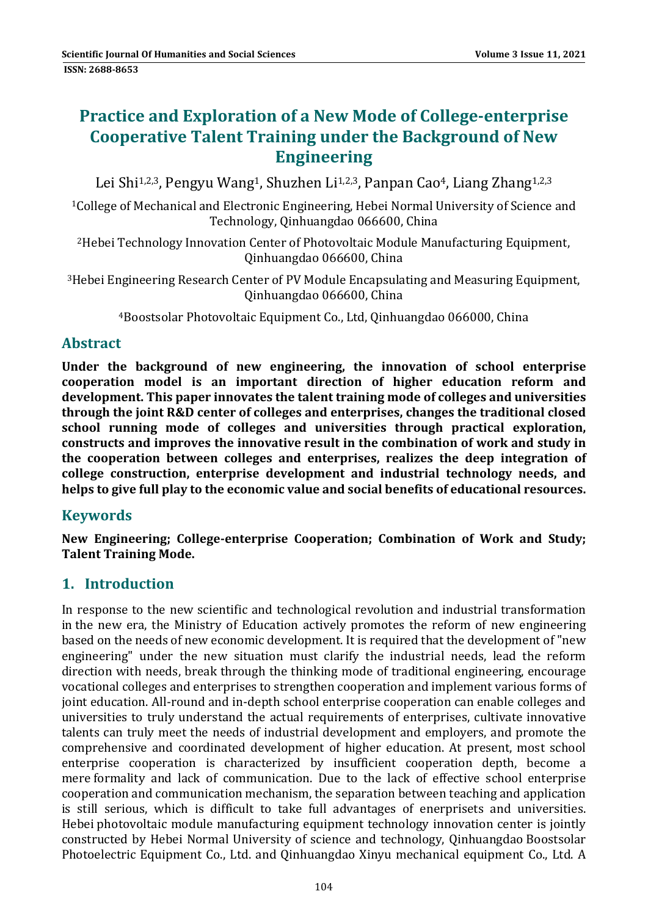# Practice and Exploration of a New Mode of College-enterprise Cooperative Talent Training under the Background of New Engineering

Lei Shi[1,2,3], Pengyu Wang[1], Shuzhen Li[1,2,3], Panpan Cao[4], Liang Zhang[1,2,3]

[1]College of Mechanical and Electronic Engineering, Hebei Normal University of Science and Technology, Qinhuangdao 066600, China

[2]Hebei Technology Innovation Center of Photovoltaic Module Manufacturing Equipment, Qinhuangdao 066600, China

[3]Hebei Engineering Research Center of PV Module Encapsulating and Measuring Equipment, Qinhuangdao 066600, China

[4]Boostsolar Photovoltaic Equipment Co., Ltd, Qinhuangdao 066000, China

## Abstract

**Under the background of new engineering, the innovation of school enterprise cooperation model is an important direction of higher education reform and development. This paper innovates the talent training mode of colleges and universities through the joint R&D center of colleges and enterprises, changes the traditional closed school running mode of colleges and universities through practical exploration, constructs and improves the innovative result in the combination of work and study in the cooperation between colleges and enterprises, realizes the deep integration of college construction, enterprise development and industrial technology needs, and helps to give full play to the economic value and social benefits of educational resources.**

## Keywords

**New Engineering; College-enterprise Cooperation; Combination of Work and Study; Talent Training Mode.**

## 1. Introduction

In response to the new scientific and technological revolution and industrial transformation in the new era, the Ministry of Education actively promotes the reform of new engineering based on the needs of new economic development. It is required that the development of "new engineering" under the new situation must clarify the industrial needs, lead the reform direction with needs, break through the thinking mode of traditional engineering, encourage vocational colleges and enterprises to strengthen cooperation and implement various forms of joint education. All-round and in-depth school enterprise cooperation can enable colleges and universities to truly understand the actual requirements of enterprises, cultivate innovative talents can truly meet the needs of industrial development and employers, and promote the comprehensive and coordinated development of higher education. At present, most school enterprise cooperation is characterized by insufficient cooperation depth, become a mere formality and lack of communication. Due to the lack of effective school enterprise cooperation and communication mechanism, the separation between teaching and application is still serious, which is difficult to take full advantages of enerprisets and universities. Hebei photovoltaic module manufacturing equipment technology innovation center is jointly constructed by Hebei Normal University of science and technology, Qinhuangdao Boostsolar Photoelectric Equipment Co., Ltd. and Qinhuangdao Xinyu mechanical equipment Co., Ltd. A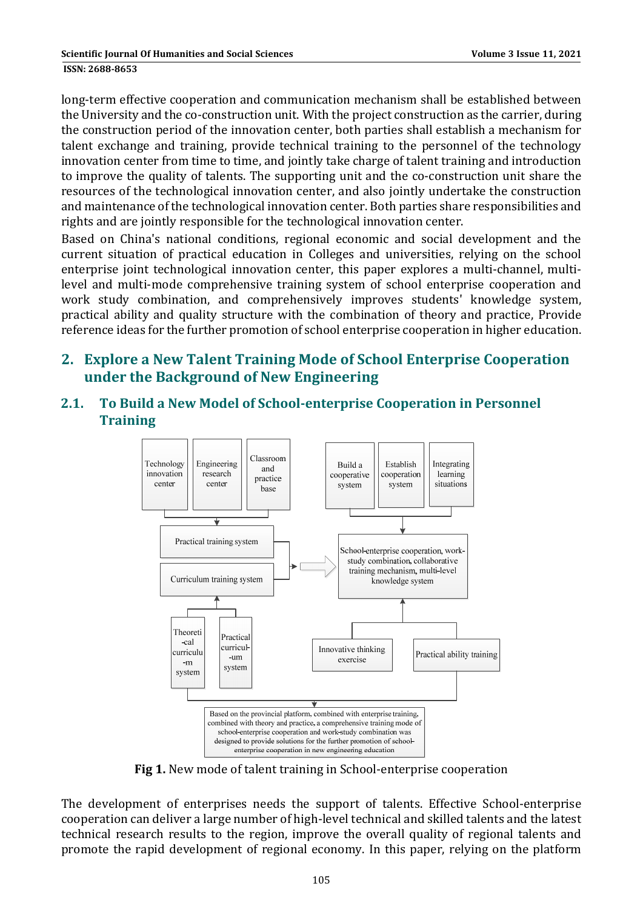long-term effective cooperation and communication mechanism shall be established between the University and the co-construction unit. With the project construction as the carrier, during the construction period of the innovation center, both parties shall establish a mechanism for talent exchange and training, provide technical training to the personnel of the technology innovation center from time to time, and jointly take charge of talent training and introduction to improve the quality of talents. The supporting unit and the co-construction unit share the resources of the technological innovation center, and also jointly undertake the construction and maintenance of the technological innovation center. Both parties share responsibilities and rights and are jointly responsible for the technological innovation center.

Based on China's national conditions, regional economic and social development and the current situation of practical education in Colleges and universities, relying on the school enterprise joint technological innovation center, this paper explores a multi-channel, multi-level and multi-mode comprehensive training system of school enterprise cooperation and work study combination, and comprehensively improves students' knowledge system, practical ability and quality structure with the combination of theory and practice, Provide reference ideas for the further promotion of school enterprise cooperation in higher education.

## 2. Explore a New Talent Training Mode of School Enterprise Cooperation under the Background of New Engineering

### 2.1. To Build a New Model of School-enterprise Cooperation in Personnel Training

Technology innovation center | Engineering research center | Classroom and practice base

Practical training system

Curriculum training system

Theoretical curriculum system | Practical curriculum system

Build a cooperative system | Establish cooperation system | Integrating learning situations

School-enterprise cooperation, work-study combination, collaborative training mechanism, multi-level knowledge system

Innovative thinking exercise | Practical ability training

Based on the provincial platform, combined with enterprise training, combined with theory and practice, a comprehensive training mode of school-enterprise cooperation and work-study combination was designed to provide solutions for the further promotion of school-enterprise cooperation in new engineering education

**Fig 1.** New mode of talent training in School-enterprise cooperation

The development of enterprises needs the support of talents. Effective School-enterprise cooperation can deliver a large number of high-level technical and skilled talents and the latest technical research results to the region, improve the overall quality of regional talents and promote the rapid development of regional economy. In this paper, relying on the platform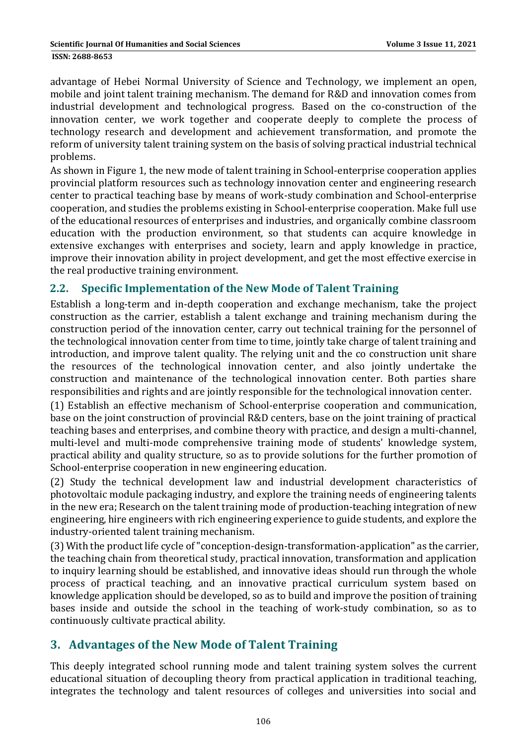advantage of Hebei Normal University of Science and Technology, we implement an open, mobile and joint talent training mechanism. The demand for R&D and innovation comes from industrial development and technological progress. Based on the co-construction of the innovation center, we work together and cooperate deeply to complete the process of technology research and development and achievement transformation, and promote the reform of university talent training system on the basis of solving practical industrial technical problems.

As shown in Figure 1, the new mode of talent training in School-enterprise cooperation applies provincial platform resources such as technology innovation center and engineering research center to practical teaching base by means of work-study combination and School-enterprise cooperation, and studies the problems existing in School-enterprise cooperation. Make full use of the educational resources of enterprises and industries, and organically combine classroom education with the production environment, so that students can acquire knowledge in extensive exchanges with enterprises and society, learn and apply knowledge in practice, improve their innovation ability in project development, and get the most effective exercise in the real productive training environment.

## 2.2. Specific Implementation of the New Mode of Talent Training

Establish a long-term and in-depth cooperation and exchange mechanism, take the project construction as the carrier, establish a talent exchange and training mechanism during the construction period of the innovation center, carry out technical training for the personnel of the technological innovation center from time to time, jointly take charge of talent training and introduction, and improve talent quality. The relying unit and the co construction unit share the resources of the technological innovation center, and also jointly undertake the construction and maintenance of the technological innovation center. Both parties share responsibilities and rights and are jointly responsible for the technological innovation center.

(1) Establish an effective mechanism of School-enterprise cooperation and communication, base on the joint construction of provincial R&D centers, base on the joint training of practical teaching bases and enterprises, and combine theory with practice, and design a multi-channel, multi-level and multi-mode comprehensive training mode of students' knowledge system, practical ability and quality structure, so as to provide solutions for the further promotion of School-enterprise cooperation in new engineering education.

(2) Study the technical development law and industrial development characteristics of photovoltaic module packaging industry, and explore the training needs of engineering talents in the new era; Research on the talent training mode of production-teaching integration of new engineering, hire engineers with rich engineering experience to guide students, and explore the industry-oriented talent training mechanism.

(3) With the product life cycle of "conception-design-transformation-application" as the carrier, the teaching chain from theoretical study, practical innovation, transformation and application to inquiry learning should be established, and innovative ideas should run through the whole process of practical teaching, and an innovative practical curriculum system based on knowledge application should be developed, so as to build and improve the position of training bases inside and outside the school in the teaching of work-study combination, so as to continuously cultivate practical ability.

# 3. Advantages of the New Mode of Talent Training

This deeply integrated school running mode and talent training system solves the current educational situation of decoupling theory from practical application in traditional teaching, integrates the technology and talent resources of colleges and universities into social and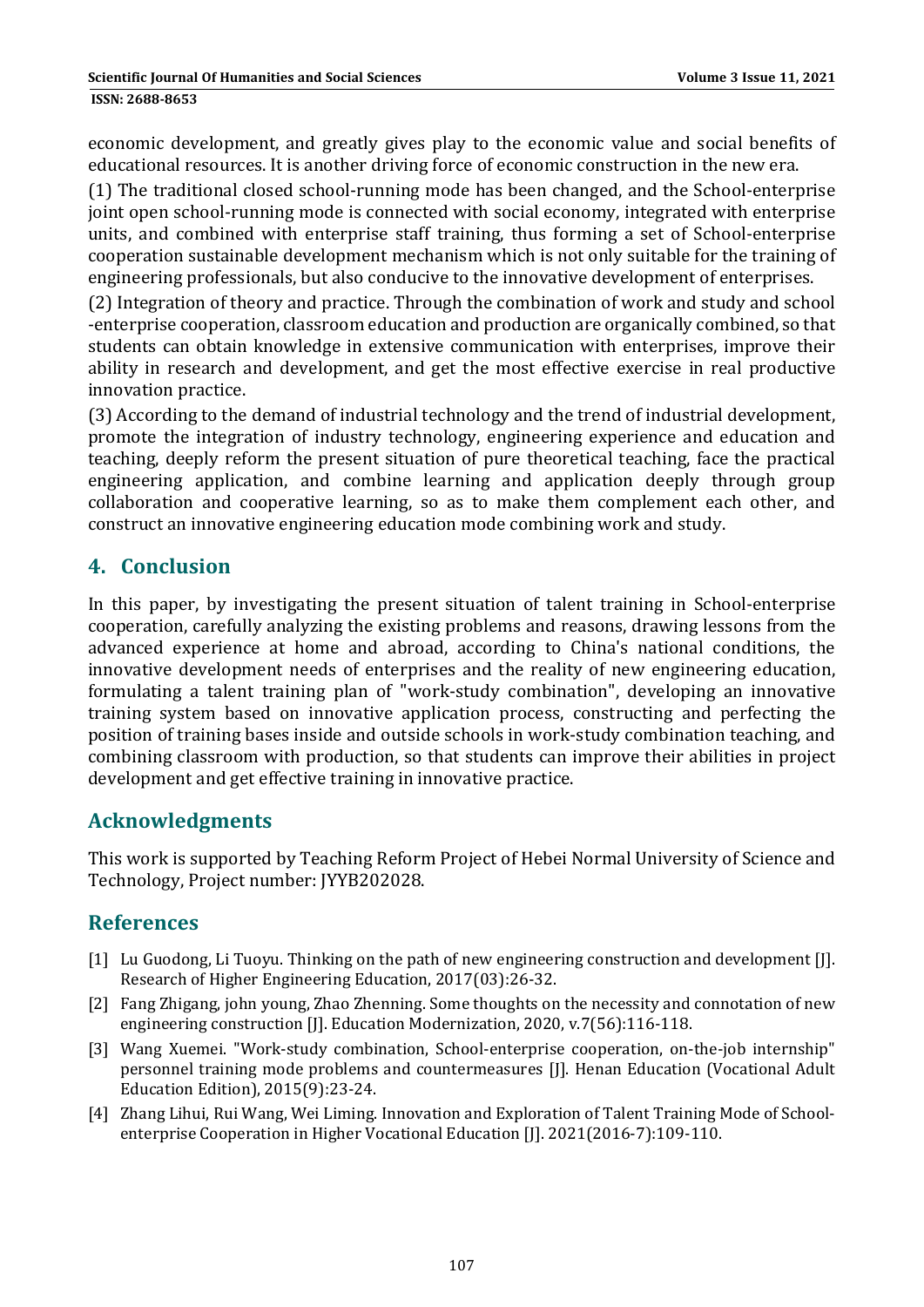economic development, and greatly gives play to the economic value and social benefits of educational resources. It is another driving force of economic construction in the new era.

(1) The traditional closed school-running mode has been changed, and the School-enterprise joint open school-running mode is connected with social economy, integrated with enterprise units, and combined with enterprise staff training, thus forming a set of School-enterprise cooperation sustainable development mechanism which is not only suitable for the training of engineering professionals, but also conducive to the innovative development of enterprises.

(2) Integration of theory and practice. Through the combination of work and study and school -enterprise cooperation, classroom education and production are organically combined, so that students can obtain knowledge in extensive communication with enterprises, improve their ability in research and development, and get the most effective exercise in real productive innovation practice.

(3) According to the demand of industrial technology and the trend of industrial development, promote the integration of industry technology, engineering experience and education and teaching, deeply reform the present situation of pure theoretical teaching, face the practical engineering application, and combine learning and application deeply through group collaboration and cooperative learning, so as to make them complement each other, and construct an innovative engineering education mode combining work and study.

## 4. Conclusion

In this paper, by investigating the present situation of talent training in School-enterprise cooperation, carefully analyzing the existing problems and reasons, drawing lessons from the advanced experience at home and abroad, according to China's national conditions, the innovative development needs of enterprises and the reality of new engineering education, formulating a talent training plan of "work-study combination", developing an innovative training system based on innovative application process, constructing and perfecting the position of training bases inside and outside schools in work-study combination teaching, and combining classroom with production, so that students can improve their abilities in project development and get effective training in innovative practice.

## Acknowledgments

This work is supported by Teaching Reform Project of Hebei Normal University of Science and Technology, Project number: JYYB202028.

## References

[1] Lu Guodong, Li Tuoyu. Thinking on the path of new engineering construction and development [J]. Research of Higher Engineering Education, 2017(03):26-32.

[2] Fang Zhigang, john young, Zhao Zhenning. Some thoughts on the necessity and connotation of new engineering construction [J]. Education Modernization, 2020, v.7(56):116-118.

[3] Wang Xuemei. "Work-study combination, School-enterprise cooperation, on-the-job internship" personnel training mode problems and countermeasures [J]. Henan Education (Vocational Adult Education Edition), 2015(9):23-24.

[4] Zhang Lihui, Rui Wang, Wei Liming. Innovation and Exploration of Talent Training Mode of School-enterprise Cooperation in Higher Vocational Education [J]. 2021(2016-7):109-110.